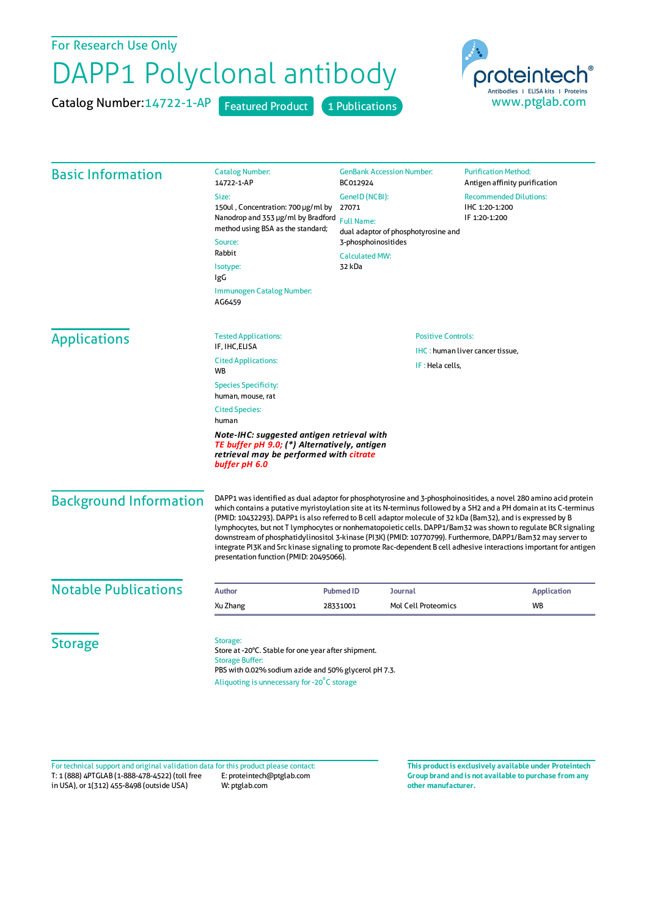For Research Use Only

# DAPP1 Polyclonal antibody

Catalog Number: 14722-1-AP    Featured Product    1 Publications

proteintech®
Antibodies | ELISA kits | Proteins
www.ptglab.com

## Basic Information

Catalog Number:
14722-1-AP

Size:
150ul , Concentration: 700 μg/ml by Nanodrop and 353 μg/ml by Bradford method using BSA as the standard;

Source:
Rabbit

Isotype:
IgG

Immunogen Catalog Number:
AG6459

GenBank Accession Number:
BC012924

GeneID (NCBI):
27071

Full Name:
dual adaptor of phosphotyrosine and 3-phosphoinositides

Calculated MW:
32 kDa

Purification Method:
Antigen affinity purification

Recommended Dilutions:
IHC 1:20-1:200
IF 1:20-1:200

## Applications

Tested Applications:
IF, IHC,ELISA

Cited Applications:
WB

Species Specificity:
human, mouse, rat

Cited Species:
human

***Note-IHC: suggested antigen retrieval with TE buffer pH 9.0; (\*) Alternatively, antigen retrieval may be performed with citrate buffer pH 6.0***

Positive Controls:

IHC : human liver cancer tissue,

IF : Hela cells,

## Background Information

DAPP1 was identified as dual adaptor for phosphotyrosine and 3-phosphoinositides, a novel 280 amino acid protein which contains a putative myristoylation site at its N-terminus followed by a SH2 and a PH domain at its C-terminus (PMID: 10432293). DAPP1 is also referred to B cell adaptor molecule of 32 kDa (Bam32), and is expressed by B lymphocytes, but not T lymphocytes or nonhematopoietic cells. DAPP1/Bam32 was shown to regulate BCR signaling downstream of phosphatidylinositol 3-kinase (PI3K) (PMID: 10770799). Furthermore, DAPP1/Bam32 may server to integrate PI3K and Src kinase signaling to promote Rac-dependent B cell adhesive interactions important for antigen presentation function (PMID: 20495066).

## Notable Publications

| Author | Pubmed ID | Journal | Application |
|---|---|---|---|
| Xu Zhang | 28331001 | Mol Cell Proteomics | WB |

## Storage

Storage:
Store at -20°C. Stable for one year after shipment.

Storage Buffer:
PBS with 0.02% sodium azide and 50% glycerol pH 7.3.

Aliquoting is unnecessary for -20°C storage

For technical support and original validation data for this product please contact:
T: 1 (888) 4PTGLAB (1-888-478-4522) (toll free in USA), or 1(312) 455-8498 (outside USA)
E: proteintech@ptglab.com
W: ptglab.com

**This product is exclusively available under Proteintech Group brand and is not available to purchase from any other manufacturer.**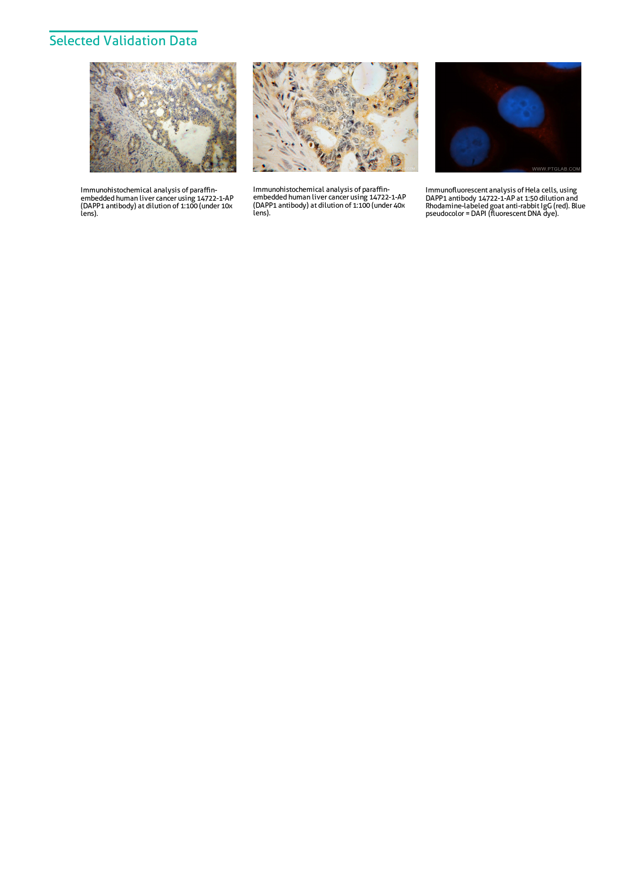## Selected Validation Data

Immunohistochemical analysis of paraffin-embedded human liver cancer using 14722-1-AP (DAPP1 antibody) at dilution of 1:100 (under 10x lens).

Immunohistochemical analysis of paraffin-embedded human liver cancer using 14722-1-AP (DAPP1 antibody) at dilution of 1:100 (under 40x lens).

Immunofluorescent analysis of Hela cells, using DAPP1 antibody 14722-1-AP at 1:50 dilution and Rhodamine-labeled goat anti-rabbit IgG (red). Blue pseudocolor = DAPI (fluorescent DNA dye).